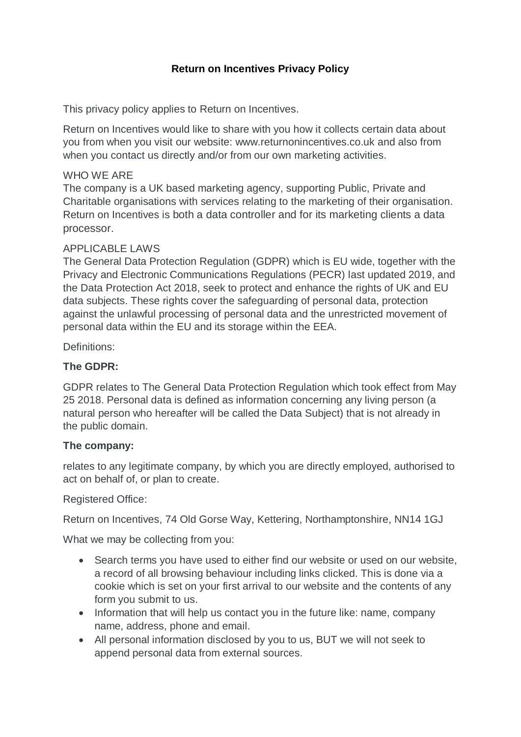# Return on Incentives Privacy Policy

This privacy policy applies to Return on Incentives.

Return on Incentives would like to share with you how it collects certain data about you from when you visit our website: www.returnonincentives.co.uk and also from when you contact us directly and/or from our own marketing activities.

WHO WE ARE
The company is a UK based marketing agency, supporting Public, Private and Charitable organisations with services relating to the marketing of their organisation. Return on Incentives is both a data controller and for its marketing clients a data processor.

APPLICABLE LAWS
The General Data Protection Regulation (GDPR) which is EU wide, together with the Privacy and Electronic Communications Regulations (PECR) last updated 2019, and the Data Protection Act 2018, seek to protect and enhance the rights of UK and EU data subjects. These rights cover the safeguarding of personal data, protection against the unlawful processing of personal data and the unrestricted movement of personal data within the EU and its storage within the EEA.

Definitions:

**The GDPR:**

GDPR relates to The General Data Protection Regulation which took effect from May 25 2018. Personal data is defined as information concerning any living person (a natural person who hereafter will be called the Data Subject) that is not already in the public domain.

**The company:**

relates to any legitimate company, by which you are directly employed, authorised to act on behalf of, or plan to create.

Registered Office:

Return on Incentives, 74 Old Gorse Way, Kettering, Northamptonshire, NN14 1GJ

What we may be collecting from you:

- Search terms you have used to either find our website or used on our website, a record of all browsing behaviour including links clicked. This is done via a cookie which is set on your first arrival to our website and the contents of any form you submit to us.
- Information that will help us contact you in the future like: name, company name, address, phone and email.
- All personal information disclosed by you to us, BUT we will not seek to append personal data from external sources.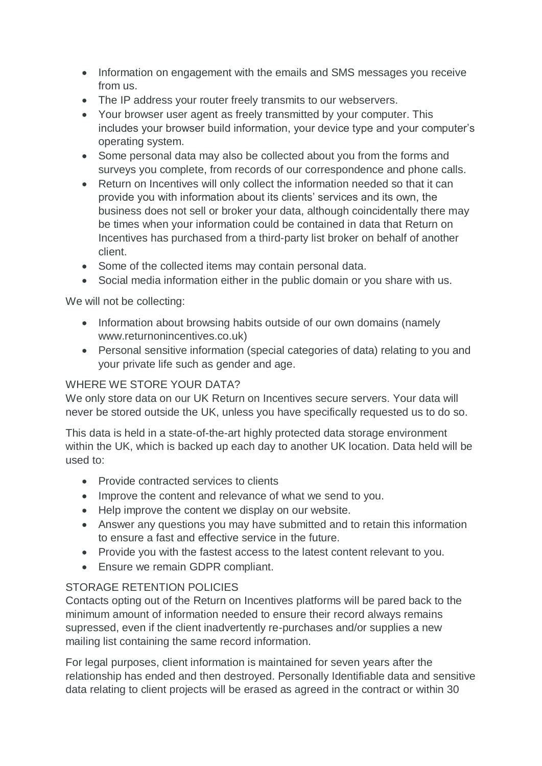- Information on engagement with the emails and SMS messages you receive from us.
- The IP address your router freely transmits to our webservers.
- Your browser user agent as freely transmitted by your computer. This includes your browser build information, your device type and your computer's operating system.
- Some personal data may also be collected about you from the forms and surveys you complete, from records of our correspondence and phone calls.
- Return on Incentives will only collect the information needed so that it can provide you with information about its clients' services and its own, the business does not sell or broker your data, although coincidentally there may be times when your information could be contained in data that Return on Incentives has purchased from a third-party list broker on behalf of another client.
- Some of the collected items may contain personal data.
- Social media information either in the public domain or you share with us.

We will not be collecting:

- Information about browsing habits outside of our own domains (namely www.returnonincentives.co.uk)
- Personal sensitive information (special categories of data) relating to you and your private life such as gender and age.

## WHERE WE STORE YOUR DATA?

We only store data on our UK Return on Incentives secure servers. Your data will never be stored outside the UK, unless you have specifically requested us to do so.

This data is held in a state-of-the-art highly protected data storage environment within the UK, which is backed up each day to another UK location. Data held will be used to:

- Provide contracted services to clients
- Improve the content and relevance of what we send to you.
- Help improve the content we display on our website.
- Answer any questions you may have submitted and to retain this information to ensure a fast and effective service in the future.
- Provide you with the fastest access to the latest content relevant to you.
- Ensure we remain GDPR compliant.

## STORAGE RETENTION POLICIES

Contacts opting out of the Return on Incentives platforms will be pared back to the minimum amount of information needed to ensure their record always remains supressed, even if the client inadvertently re-purchases and/or supplies a new mailing list containing the same record information.

For legal purposes, client information is maintained for seven years after the relationship has ended and then destroyed. Personally Identifiable data and sensitive data relating to client projects will be erased as agreed in the contract or within 30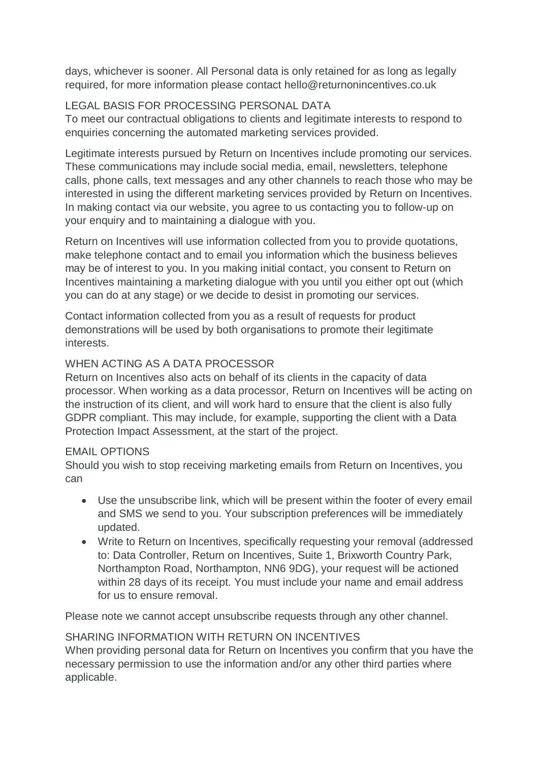days, whichever is sooner. All Personal data is only retained for as long as legally required, for more information please contact hello@returnonincentives.co.uk

## LEGAL BASIS FOR PROCESSING PERSONAL DATA

To meet our contractual obligations to clients and legitimate interests to respond to enquiries concerning the automated marketing services provided.

Legitimate interests pursued by Return on Incentives include promoting our services. These communications may include social media, email, newsletters, telephone calls, phone calls, text messages and any other channels to reach those who may be interested in using the different marketing services provided by Return on Incentives. In making contact via our website, you agree to us contacting you to follow-up on your enquiry and to maintaining a dialogue with you.

Return on Incentives will use information collected from you to provide quotations, make telephone contact and to email you information which the business believes may be of interest to you. In you making initial contact, you consent to Return on Incentives maintaining a marketing dialogue with you until you either opt out (which you can do at any stage) or we decide to desist in promoting our services.

Contact information collected from you as a result of requests for product demonstrations will be used by both organisations to promote their legitimate interests.

## WHEN ACTING AS A DATA PROCESSOR

Return on Incentives also acts on behalf of its clients in the capacity of data processor. When working as a data processor, Return on Incentives will be acting on the instruction of its client, and will work hard to ensure that the client is also fully GDPR compliant. This may include, for example, supporting the client with a Data Protection Impact Assessment, at the start of the project.

## EMAIL OPTIONS

Should you wish to stop receiving marketing emails from Return on Incentives, you can

- Use the unsubscribe link, which will be present within the footer of every email and SMS we send to you. Your subscription preferences will be immediately updated.
- Write to Return on Incentives, specifically requesting your removal (addressed to: Data Controller, Return on Incentives, Suite 1, Brixworth Country Park, Northampton Road, Northampton, NN6 9DG), your request will be actioned within 28 days of its receipt. You must include your name and email address for us to ensure removal.

Please note we cannot accept unsubscribe requests through any other channel.

## SHARING INFORMATION WITH RETURN ON INCENTIVES

When providing personal data for Return on Incentives you confirm that you have the necessary permission to use the information and/or any other third parties where applicable.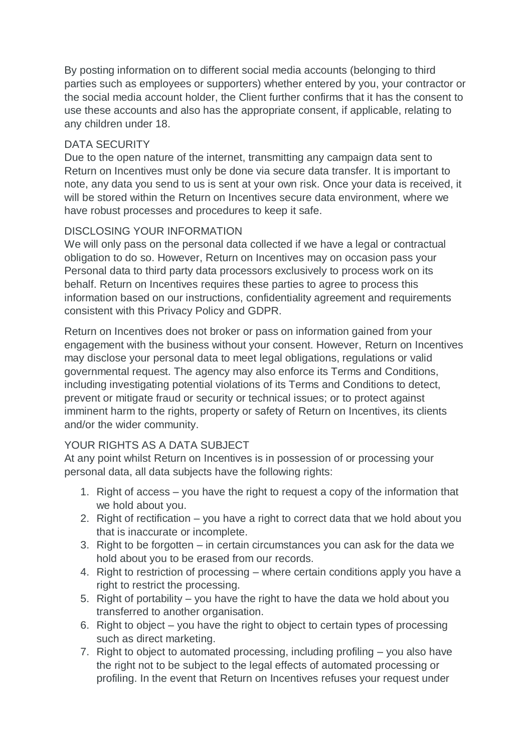By posting information on to different social media accounts (belonging to third parties such as employees or supporters) whether entered by you, your contractor or the social media account holder, the Client further confirms that it has the consent to use these accounts and also has the appropriate consent, if applicable, relating to any children under 18.

## DATA SECURITY

Due to the open nature of the internet, transmitting any campaign data sent to Return on Incentives must only be done via secure data transfer. It is important to note, any data you send to us is sent at your own risk. Once your data is received, it will be stored within the Return on Incentives secure data environment, where we have robust processes and procedures to keep it safe.

## DISCLOSING YOUR INFORMATION

We will only pass on the personal data collected if we have a legal or contractual obligation to do so. However, Return on Incentives may on occasion pass your Personal data to third party data processors exclusively to process work on its behalf. Return on Incentives requires these parties to agree to process this information based on our instructions, confidentiality agreement and requirements consistent with this Privacy Policy and GDPR.

Return on Incentives does not broker or pass on information gained from your engagement with the business without your consent. However, Return on Incentives may disclose your personal data to meet legal obligations, regulations or valid governmental request. The agency may also enforce its Terms and Conditions, including investigating potential violations of its Terms and Conditions to detect, prevent or mitigate fraud or security or technical issues; or to protect against imminent harm to the rights, property or safety of Return on Incentives, its clients and/or the wider community.

## YOUR RIGHTS AS A DATA SUBJECT

At any point whilst Return on Incentives is in possession of or processing your personal data, all data subjects have the following rights:

1. Right of access – you have the right to request a copy of the information that we hold about you.
2. Right of rectification – you have a right to correct data that we hold about you that is inaccurate or incomplete.
3. Right to be forgotten – in certain circumstances you can ask for the data we hold about you to be erased from our records.
4. Right to restriction of processing – where certain conditions apply you have a right to restrict the processing.
5. Right of portability – you have the right to have the data we hold about you transferred to another organisation.
6. Right to object – you have the right to object to certain types of processing such as direct marketing.
7. Right to object to automated processing, including profiling – you also have the right not to be subject to the legal effects of automated processing or profiling. In the event that Return on Incentives refuses your request under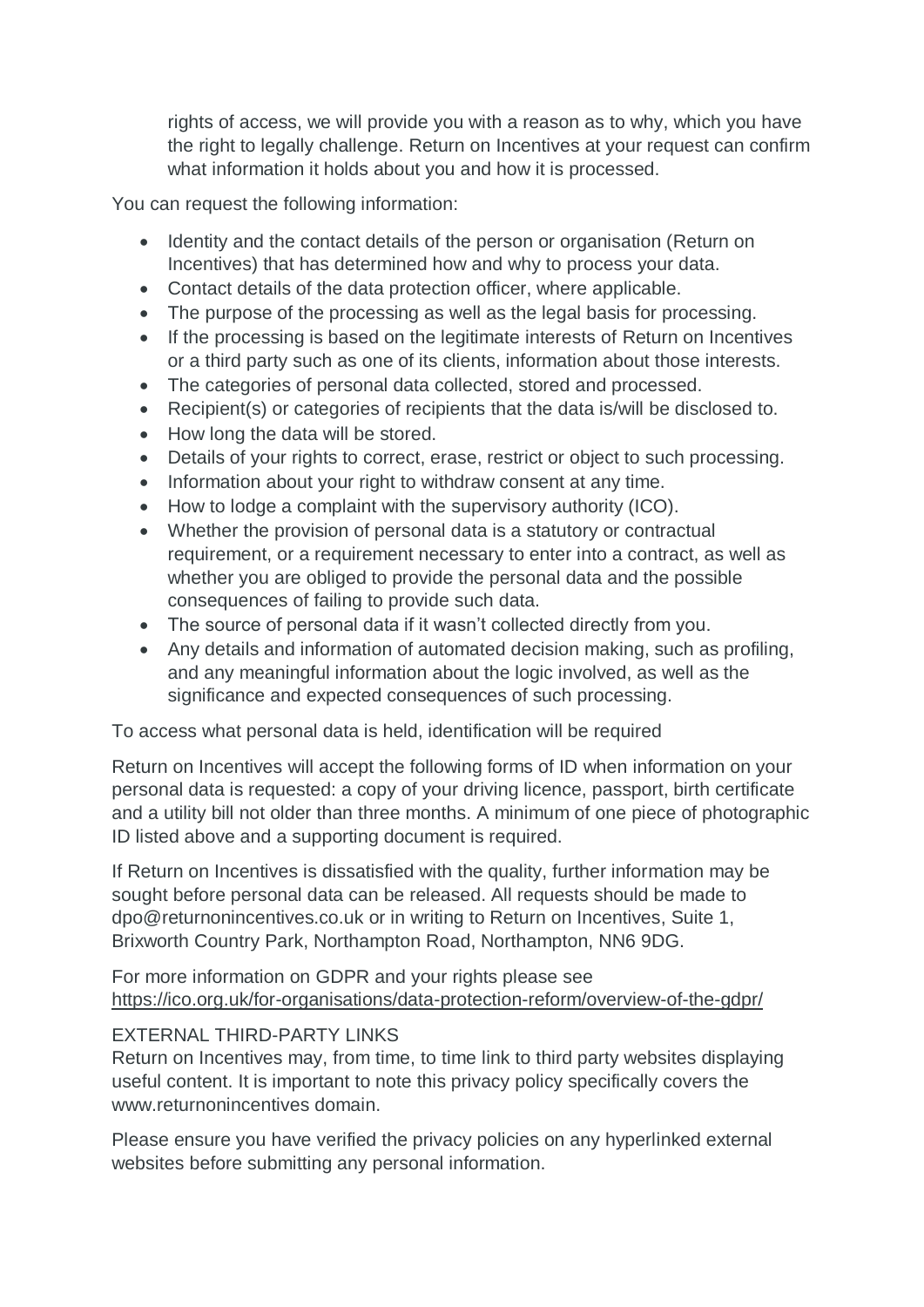rights of access, we will provide you with a reason as to why, which you have the right to legally challenge. Return on Incentives at your request can confirm what information it holds about you and how it is processed.

You can request the following information:

- Identity and the contact details of the person or organisation (Return on Incentives) that has determined how and why to process your data.
- Contact details of the data protection officer, where applicable.
- The purpose of the processing as well as the legal basis for processing.
- If the processing is based on the legitimate interests of Return on Incentives or a third party such as one of its clients, information about those interests.
- The categories of personal data collected, stored and processed.
- Recipient(s) or categories of recipients that the data is/will be disclosed to.
- How long the data will be stored.
- Details of your rights to correct, erase, restrict or object to such processing.
- Information about your right to withdraw consent at any time.
- How to lodge a complaint with the supervisory authority (ICO).
- Whether the provision of personal data is a statutory or contractual requirement, or a requirement necessary to enter into a contract, as well as whether you are obliged to provide the personal data and the possible consequences of failing to provide such data.
- The source of personal data if it wasn't collected directly from you.
- Any details and information of automated decision making, such as profiling, and any meaningful information about the logic involved, as well as the significance and expected consequences of such processing.

To access what personal data is held, identification will be required

Return on Incentives will accept the following forms of ID when information on your personal data is requested: a copy of your driving licence, passport, birth certificate and a utility bill not older than three months. A minimum of one piece of photographic ID listed above and a supporting document is required.

If Return on Incentives is dissatisfied with the quality, further information may be sought before personal data can be released. All requests should be made to dpo@returnonincentives.co.uk or in writing to Return on Incentives, Suite 1, Brixworth Country Park, Northampton Road, Northampton, NN6 9DG.

For more information on GDPR and your rights please see https://ico.org.uk/for-organisations/data-protection-reform/overview-of-the-gdpr/

EXTERNAL THIRD-PARTY LINKS

Return on Incentives may, from time, to time link to third party websites displaying useful content. It is important to note this privacy policy specifically covers the www.returnonincentives domain.

Please ensure you have verified the privacy policies on any hyperlinked external websites before submitting any personal information.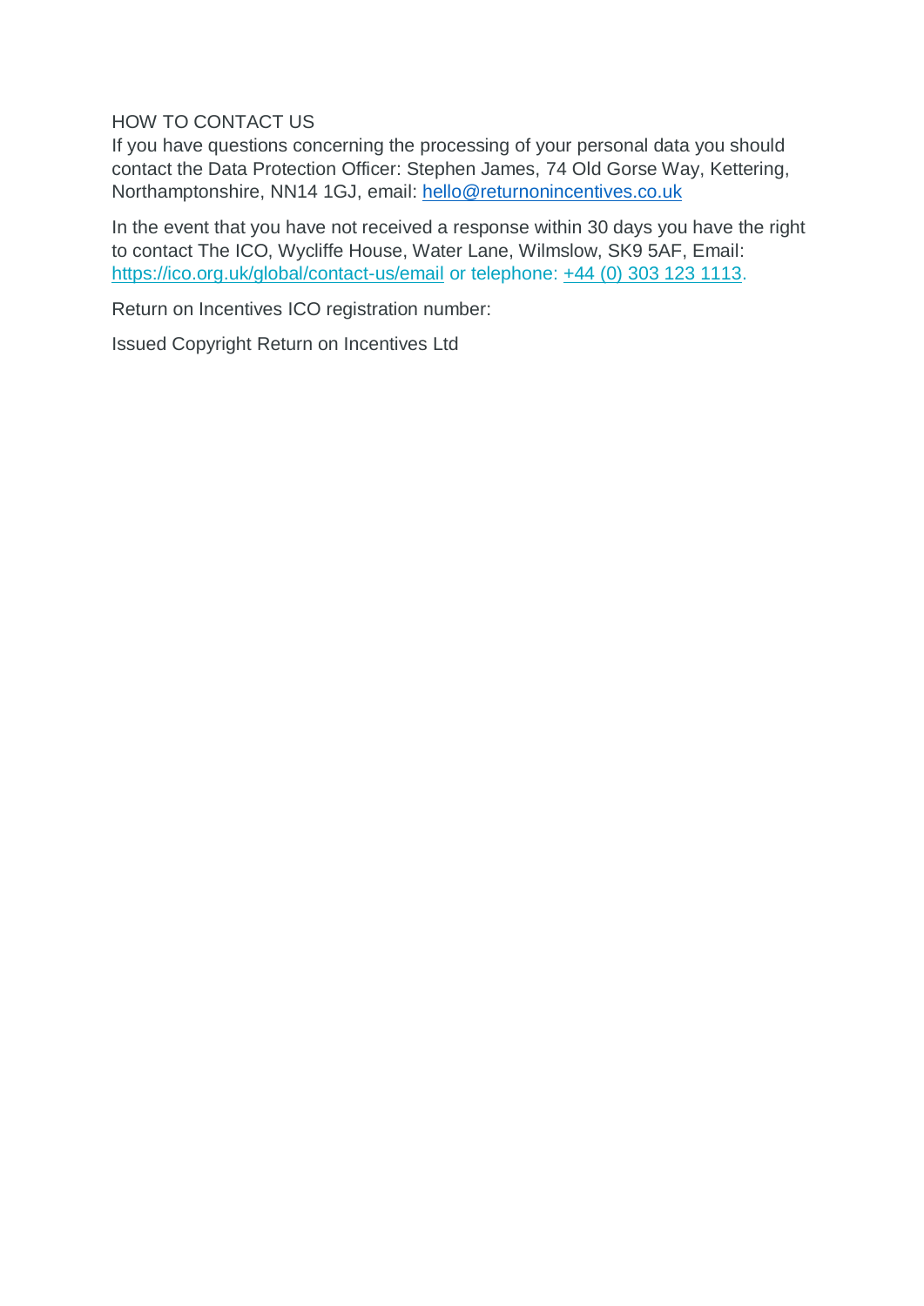## HOW TO CONTACT US

If you have questions concerning the processing of your personal data you should contact the Data Protection Officer: Stephen James, 74 Old Gorse Way, Kettering, Northamptonshire, NN14 1GJ, email: hello@returnonincentives.co.uk

In the event that you have not received a response within 30 days you have the right to contact The ICO, Wycliffe House, Water Lane, Wilmslow, SK9 5AF, Email: https://ico.org.uk/global/contact-us/email or telephone: +44 (0) 303 123 1113.

Return on Incentives ICO registration number:

Issued Copyright Return on Incentives Ltd